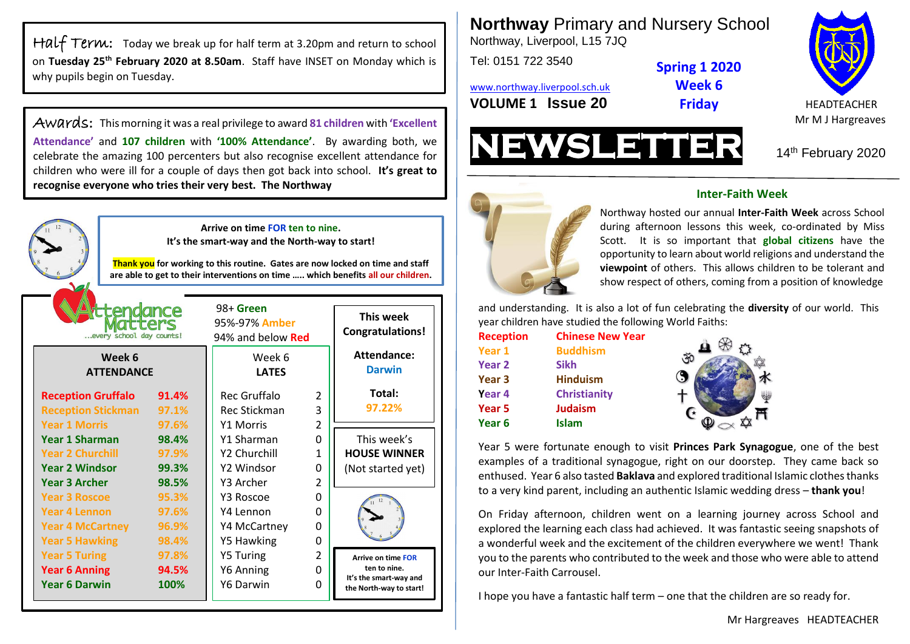# Northway Primary and Nursery School

Northway, Liverpool, L15 7JQ

Tel: 0151 722 3540

www.northway.liverpool.sch.uk

**VOLUME 1 Issue 20**

**Spring 1 2020**
**Week 6**
**Friday**

HEADTEACHER
Mr M J Hargreaves

# NEWSLETTER

14th February 2020

## Inter-Faith Week

Northway hosted our annual **Inter-Faith Week** across School during afternoon lessons this week, co-ordinated by Miss Scott. It is so important that **global citizens** have the opportunity to learn about world religions and understand the **viewpoint** of others. This allows children to be tolerant and show respect of others, coming from a position of knowledge and understanding. It is also a lot of fun celebrating the **diversity** of our world. This year children have studied the following World Faiths:

| | |
|---|---|
| Reception | Chinese New Year |
| Year 1 | Buddhism |
| Year 2 | Sikh |
| Year 3 | Hinduism |
| Year 4 | Christianity |
| Year 5 | Judaism |
| Year 6 | Islam |

Year 5 were fortunate enough to visit **Princes Park Synagogue**, one of the best examples of a traditional synagogue, right on our doorstep. They came back so enthused. Year 6 also tasted **Baklava** and explored traditional Islamic clothes thanks to a very kind parent, including an authentic Islamic wedding dress – **thank you**!

On Friday afternoon, children went on a learning journey across School and explored the learning each class had achieved. It was fantastic seeing snapshots of a wonderful week and the excitement of the children everywhere we went! Thank you to the parents who contributed to the week and those who were able to attend our Inter-Faith Carrousel.

I hope you have a fantastic half term – one that the children are so ready for.

Mr Hargreaves HEADTEACHER

## Half Term:

Today we break up for half term at 3.20pm and return to school on **Tuesday 25th February 2020 at 8.50am**. Staff have INSET on Monday which is why pupils begin on Tuesday.

## Awards:

This morning it was a real privilege to award **81 children** with **'Excellent Attendance'** and **107 children** with **'100% Attendance'**. By awarding both, we celebrate the amazing 100 percenters but also recognise excellent attendance for children who were ill for a couple of days then got back into school. **It's great to recognise everyone who tries their very best. The Northway**

**Arrive on time FOR ten to nine.**
**It's the smart-way and the North-way to start!**

**Thank you for working to this routine. Gates are now locked on time and staff are able to get to their interventions on time ….. which benefits all our children.**

## Attendance Matters

...every school day counts!

98+ Green
95%-97% Amber
94% and below Red

| Week 6 ATTENDANCE | | Week 6 LATES | |
|---|---|---|---|
| Reception Gruffalo | 91.4% | Rec Gruffalo | 2 |
| Reception Stickman | 97.1% | Rec Stickman | 3 |
| Year 1 Morris | 97.6% | Y1 Morris | 2 |
| Year 1 Sharman | 98.4% | Y1 Sharman | 0 |
| Year 2 Churchill | 97.9% | Y2 Churchill | 1 |
| Year 2 Windsor | 99.3% | Y2 Windsor | 0 |
| Year 3 Archer | 98.5% | Y3 Archer | 2 |
| Year 3 Roscoe | 95.3% | Y3 Roscoe | 0 |
| Year 4 Lennon | 97.6% | Y4 Lennon | 0 |
| Year 4 McCartney | 96.9% | Y4 McCartney | 0 |
| Year 5 Hawking | 98.4% | Y5 Hawking | 0 |
| Year 5 Turing | 97.8% | Y5 Turing | 2 |
| Year 6 Anning | 94.5% | Y6 Anning | 0 |
| Year 6 Darwin | 100% | Y6 Darwin | 0 |

**This week Congratulations!**

**Attendance:** Darwin

**Total:** 97.22%

This week's **HOUSE WINNER**
(Not started yet)

**Arrive on time FOR ten to nine.**
**It's the smart-way and the North-way to start!**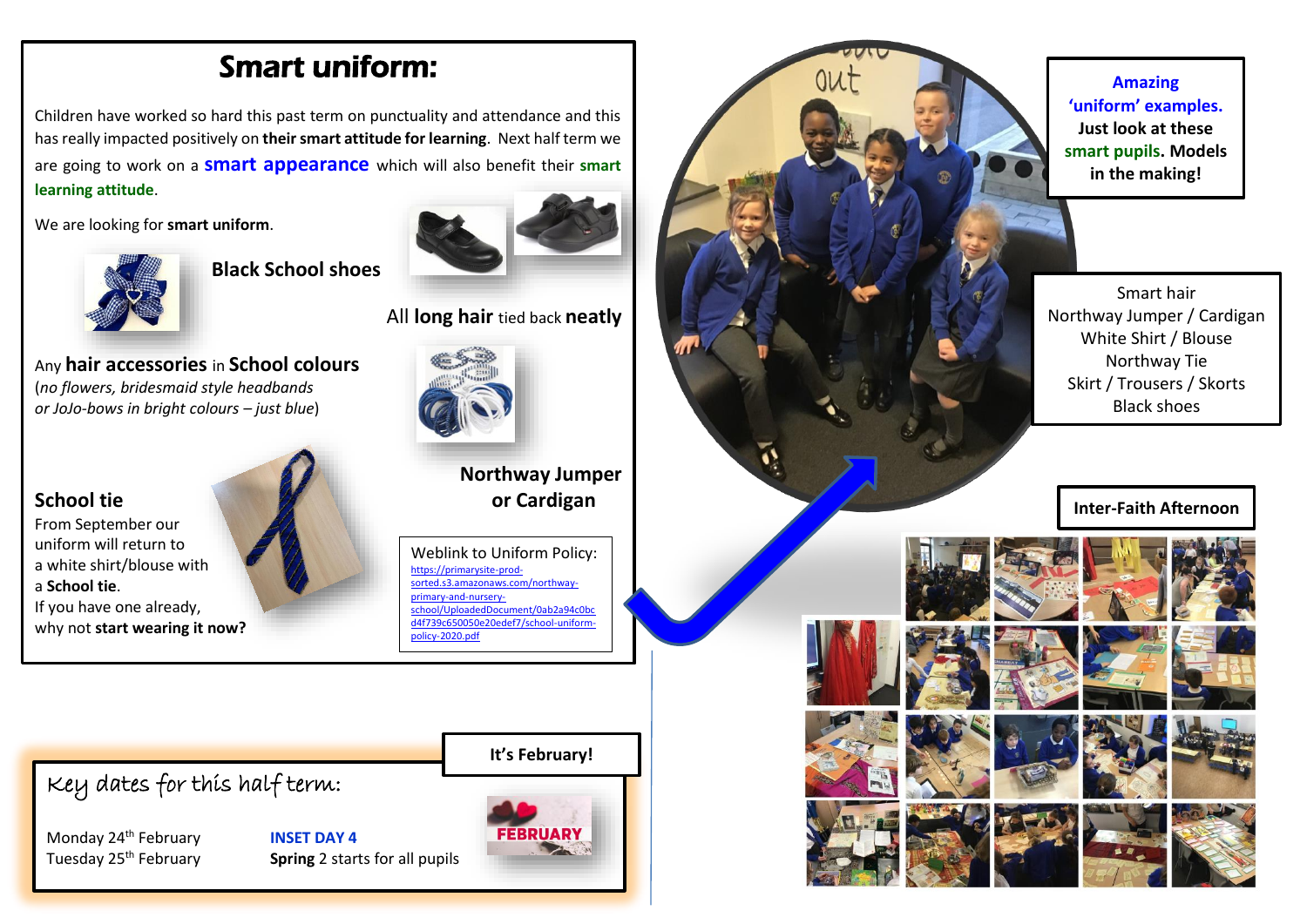# Smart uniform:

Children have worked so hard this past term on punctuality and attendance and this has really impacted positively on **their smart attitude for learning**. Next half term we are going to work on a **smart appearance** which will also benefit their **smart learning attitude**.

We are looking for **smart uniform**.

**Black School shoes**

All **long hair** tied back **neatly**

Any **hair accessories** in **School colours**
(*no flowers, bridesmaid style headbands or JoJo-bows in bright colours – just blue*)

**Northway Jumper or Cardigan**

**School tie**
From September our uniform will return to a white shirt/blouse with a **School tie**.
If you have one already, why not **start wearing it now?**

Weblink to Uniform Policy:
https://primarysite-prod-sorted.s3.amazonaws.com/northway-primary-and-nursery-school/UploadedDocument/0ab2a94c0bcd4f739c650050e20edef7/school-uniform-policy-2020.pdf

**Amazing 'uniform' examples. Just look at these smart pupils. Models in the making!**

Smart hair
Northway Jumper / Cardigan
White Shirt / Blouse
Northway Tie
Skirt / Trousers / Skorts
Black shoes

**Inter-Faith Afternoon**

**It's February!**

## Key dates for this half term:

| | |
|---|---|
| Monday 24th February | **INSET DAY 4** |
| Tuesday 25th February | **Spring** 2 starts for all pupils |

FEBRUARY